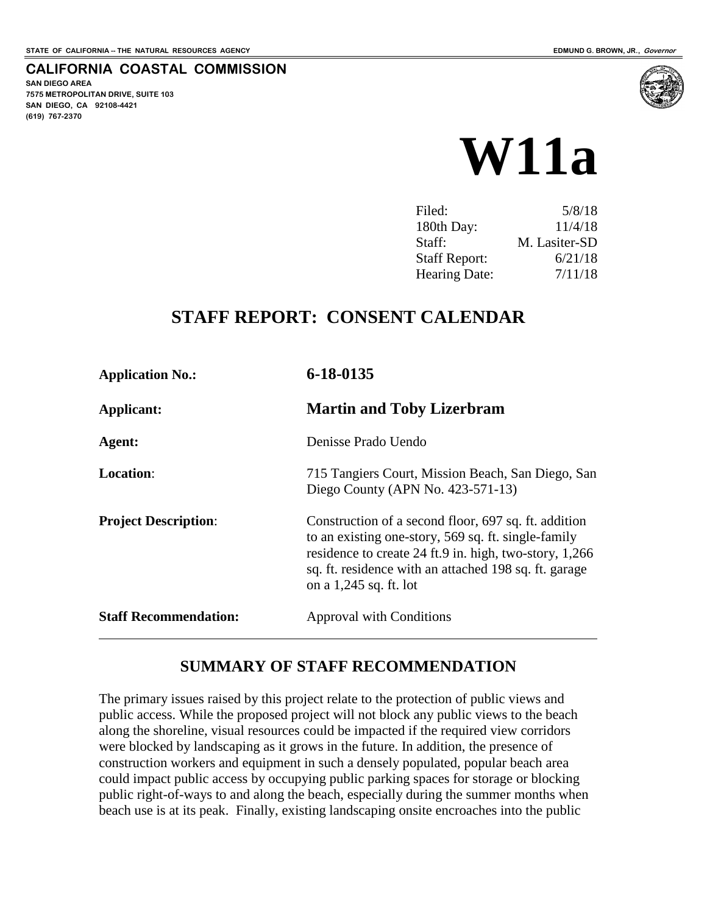STATE OF CALIFORNIA -- THE NATURAL RESOURCES AGENCY EDMUND G. BROWN, JR., *Governor*

**CALIFORNIA COASTAL COMMISSION**
**SAN DIEGO AREA**
**7575 METROPOLITAN DRIVE, SUITE 103**
**SAN DIEGO, CA 92108-4421**
**(619) 767-2370**

# W11a

| | |
|---|---|
| Filed: | 5/8/18 |
| 180th Day: | 11/4/18 |
| Staff: | M. Lasiter-SD |
| Staff Report: | 6/21/18 |
| Hearing Date: | 7/11/18 |

## STAFF REPORT: CONSENT CALENDAR

| | |
|---|---|
| **Application No.:** | **6-18-0135** |
| **Applicant:** | **Martin and Toby Lizerbram** |
| **Agent:** | Denisse Prado Uendo |
| **Location**: | 715 Tangiers Court, Mission Beach, San Diego, San Diego County (APN No. 423-571-13) |
| **Project Description**: | Construction of a second floor, 697 sq. ft. addition to an existing one-story, 569 sq. ft. single-family residence to create 24 ft.9 in. high, two-story, 1,266 sq. ft. residence with an attached 198 sq. ft. garage on a 1,245 sq. ft. lot |
| **Staff Recommendation:** | Approval with Conditions |

## SUMMARY OF STAFF RECOMMENDATION

The primary issues raised by this project relate to the protection of public views and public access. While the proposed project will not block any public views to the beach along the shoreline, visual resources could be impacted if the required view corridors were blocked by landscaping as it grows in the future. In addition, the presence of construction workers and equipment in such a densely populated, popular beach area could impact public access by occupying public parking spaces for storage or blocking public right-of-ways to and along the beach, especially during the summer months when beach use is at its peak. Finally, existing landscaping onsite encroaches into the public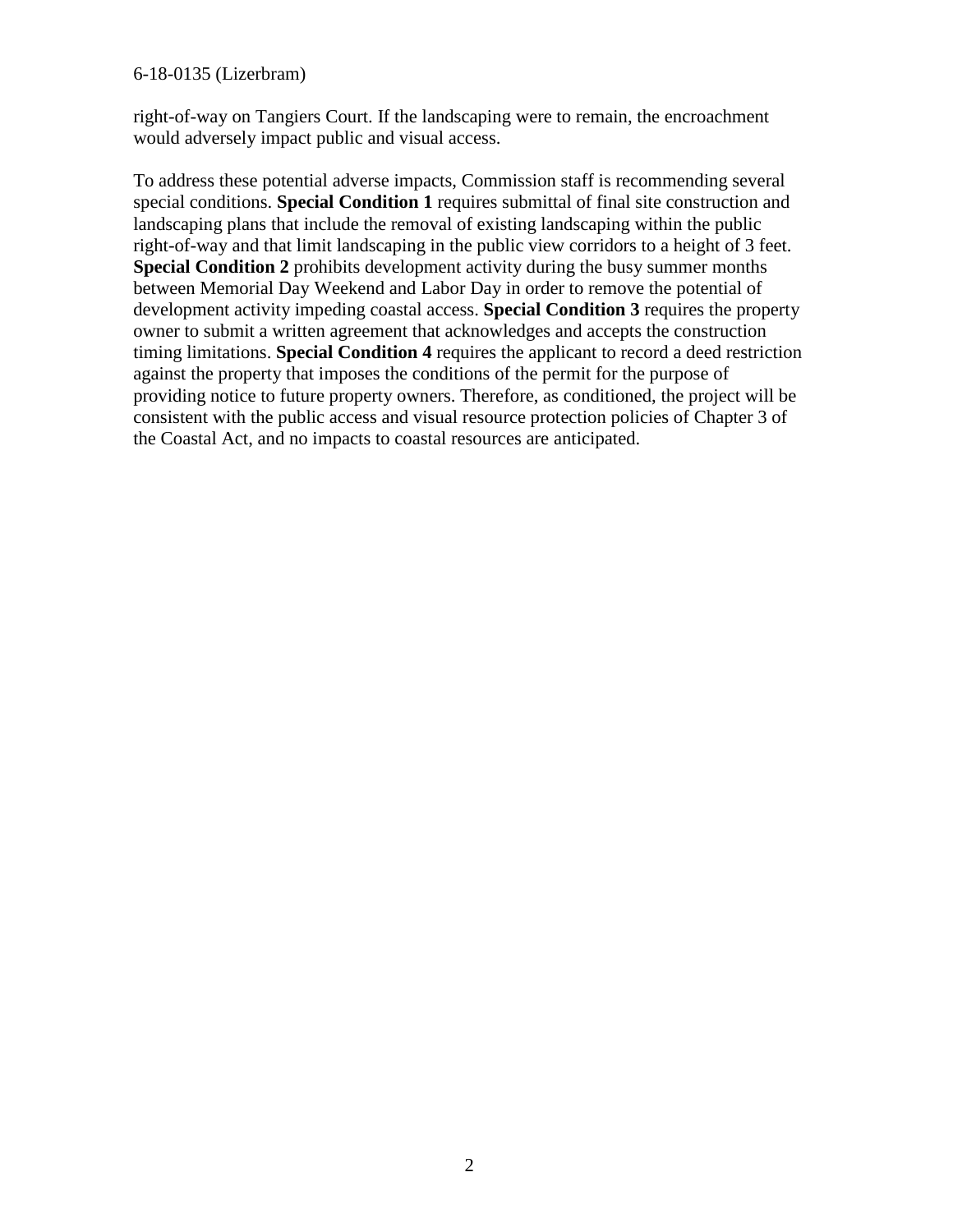right-of-way on Tangiers Court. If the landscaping were to remain, the encroachment would adversely impact public and visual access.

To address these potential adverse impacts, Commission staff is recommending several special conditions. **Special Condition 1** requires submittal of final site construction and landscaping plans that include the removal of existing landscaping within the public right-of-way and that limit landscaping in the public view corridors to a height of 3 feet. **Special Condition 2** prohibits development activity during the busy summer months between Memorial Day Weekend and Labor Day in order to remove the potential of development activity impeding coastal access. **Special Condition 3** requires the property owner to submit a written agreement that acknowledges and accepts the construction timing limitations. **Special Condition 4** requires the applicant to record a deed restriction against the property that imposes the conditions of the permit for the purpose of providing notice to future property owners. Therefore, as conditioned, the project will be consistent with the public access and visual resource protection policies of Chapter 3 of the Coastal Act, and no impacts to coastal resources are anticipated.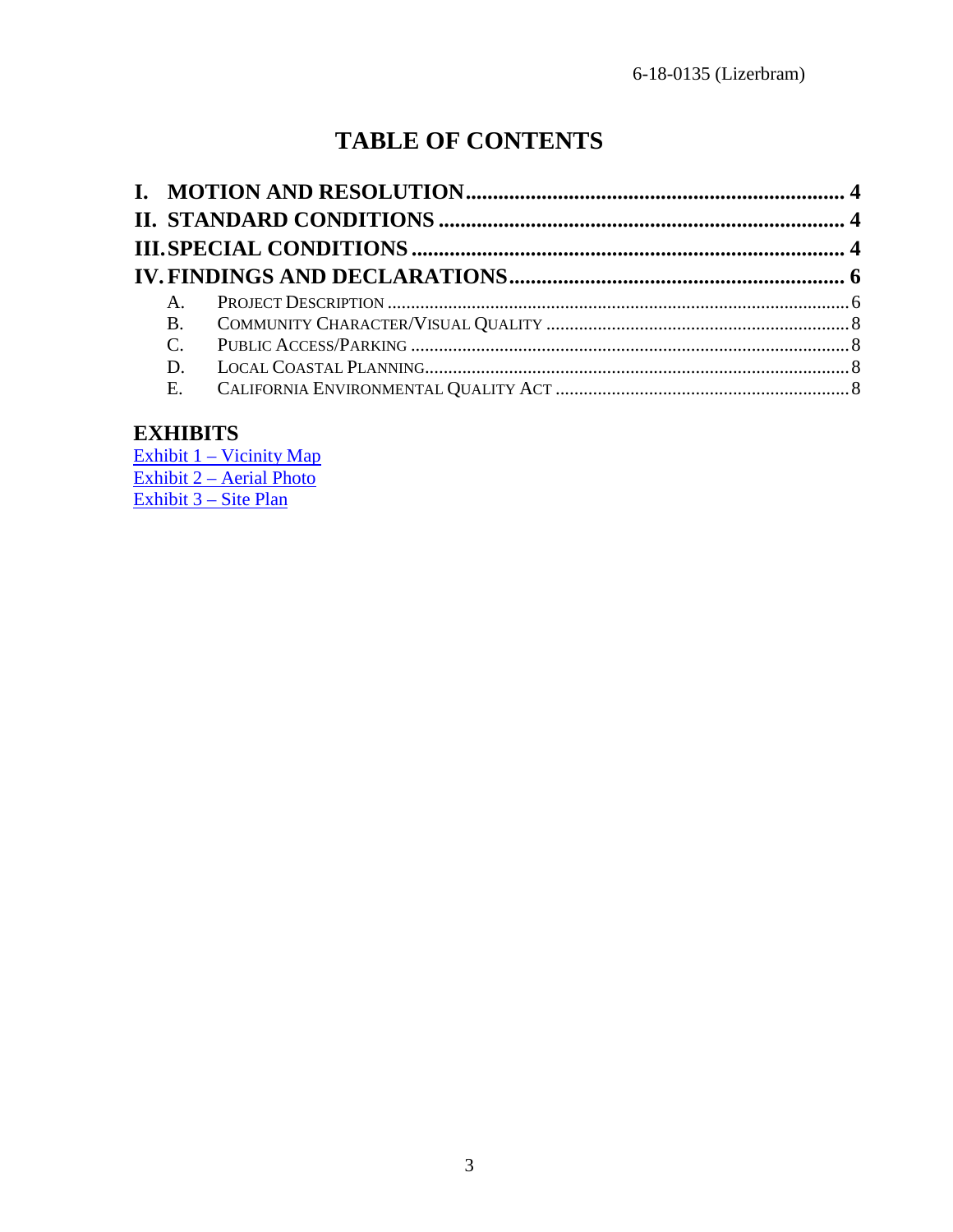# TABLE OF CONTENTS

**I. MOTION AND RESOLUTION** ..................................................................... **4**

**II. STANDARD CONDITIONS** .......................................................................... **4**

**III. SPECIAL CONDITIONS** ............................................................................. **4**

**IV. FINDINGS AND DECLARATIONS** ............................................................ **6**

- A. PROJECT DESCRIPTION ................................................................................ 6
- B. COMMUNITY CHARACTER/VISUAL QUALITY ................................................ 8
- C. PUBLIC ACCESS/PARKING ............................................................................ 8
- D. LOCAL COASTAL PLANNING .......................................................................... 8
- E. CALIFORNIA ENVIRONMENTAL QUALITY ACT .............................................. 8

## EXHIBITS

Exhibit 1 – Vicinity Map
Exhibit 2 – Aerial Photo
Exhibit 3 – Site Plan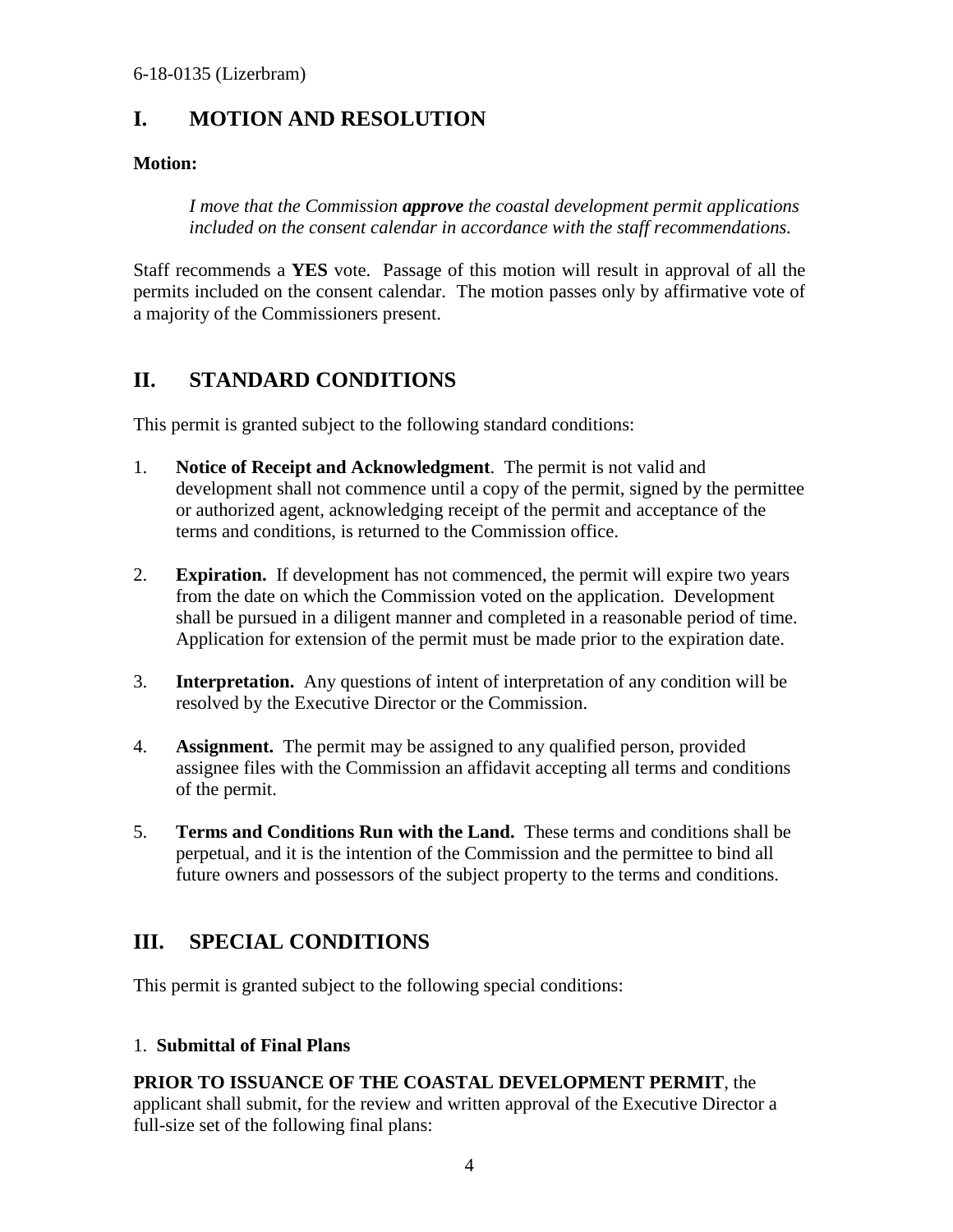## I. MOTION AND RESOLUTION

**Motion:**

> *I move that the Commission **approve** the coastal development permit applications included on the consent calendar in accordance with the staff recommendations.*

Staff recommends a **YES** vote. Passage of this motion will result in approval of all the permits included on the consent calendar. The motion passes only by affirmative vote of a majority of the Commissioners present.

## II. STANDARD CONDITIONS

This permit is granted subject to the following standard conditions:

1. **Notice of Receipt and Acknowledgment**. The permit is not valid and development shall not commence until a copy of the permit, signed by the permittee or authorized agent, acknowledging receipt of the permit and acceptance of the terms and conditions, is returned to the Commission office.

2. **Expiration.** If development has not commenced, the permit will expire two years from the date on which the Commission voted on the application. Development shall be pursued in a diligent manner and completed in a reasonable period of time. Application for extension of the permit must be made prior to the expiration date.

3. **Interpretation.** Any questions of intent of interpretation of any condition will be resolved by the Executive Director or the Commission.

4. **Assignment.** The permit may be assigned to any qualified person, provided assignee files with the Commission an affidavit accepting all terms and conditions of the permit.

5. **Terms and Conditions Run with the Land.** These terms and conditions shall be perpetual, and it is the intention of the Commission and the permittee to bind all future owners and possessors of the subject property to the terms and conditions.

## III. SPECIAL CONDITIONS

This permit is granted subject to the following special conditions:

1. **Submittal of Final Plans**

**PRIOR TO ISSUANCE OF THE COASTAL DEVELOPMENT PERMIT**, the applicant shall submit, for the review and written approval of the Executive Director a full-size set of the following final plans: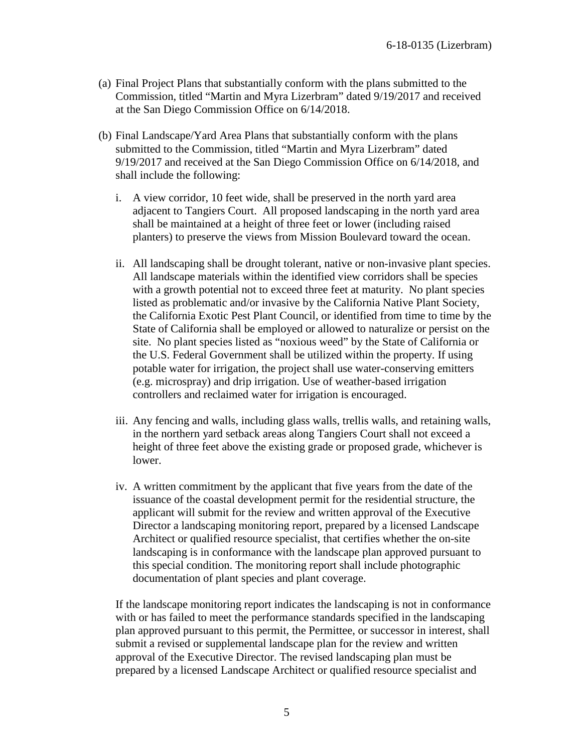(a) Final Project Plans that substantially conform with the plans submitted to the Commission, titled "Martin and Myra Lizerbram" dated 9/19/2017 and received at the San Diego Commission Office on 6/14/2018.

(b) Final Landscape/Yard Area Plans that substantially conform with the plans submitted to the Commission, titled "Martin and Myra Lizerbram" dated 9/19/2017 and received at the San Diego Commission Office on 6/14/2018, and shall include the following:

   i. A view corridor, 10 feet wide, shall be preserved in the north yard area adjacent to Tangiers Court. All proposed landscaping in the north yard area shall be maintained at a height of three feet or lower (including raised planters) to preserve the views from Mission Boulevard toward the ocean.

   ii. All landscaping shall be drought tolerant, native or non-invasive plant species. All landscape materials within the identified view corridors shall be species with a growth potential not to exceed three feet at maturity. No plant species listed as problematic and/or invasive by the California Native Plant Society, the California Exotic Pest Plant Council, or identified from time to time by the State of California shall be employed or allowed to naturalize or persist on the site. No plant species listed as "noxious weed" by the State of California or the U.S. Federal Government shall be utilized within the property. If using potable water for irrigation, the project shall use water-conserving emitters (e.g. microspray) and drip irrigation. Use of weather-based irrigation controllers and reclaimed water for irrigation is encouraged.

   iii. Any fencing and walls, including glass walls, trellis walls, and retaining walls, in the northern yard setback areas along Tangiers Court shall not exceed a height of three feet above the existing grade or proposed grade, whichever is lower.

   iv. A written commitment by the applicant that five years from the date of the issuance of the coastal development permit for the residential structure, the applicant will submit for the review and written approval of the Executive Director a landscaping monitoring report, prepared by a licensed Landscape Architect or qualified resource specialist, that certifies whether the on-site landscaping is in conformance with the landscape plan approved pursuant to this special condition. The monitoring report shall include photographic documentation of plant species and plant coverage.

   If the landscape monitoring report indicates the landscaping is not in conformance with or has failed to meet the performance standards specified in the landscaping plan approved pursuant to this permit, the Permittee, or successor in interest, shall submit a revised or supplemental landscape plan for the review and written approval of the Executive Director. The revised landscaping plan must be prepared by a licensed Landscape Architect or qualified resource specialist and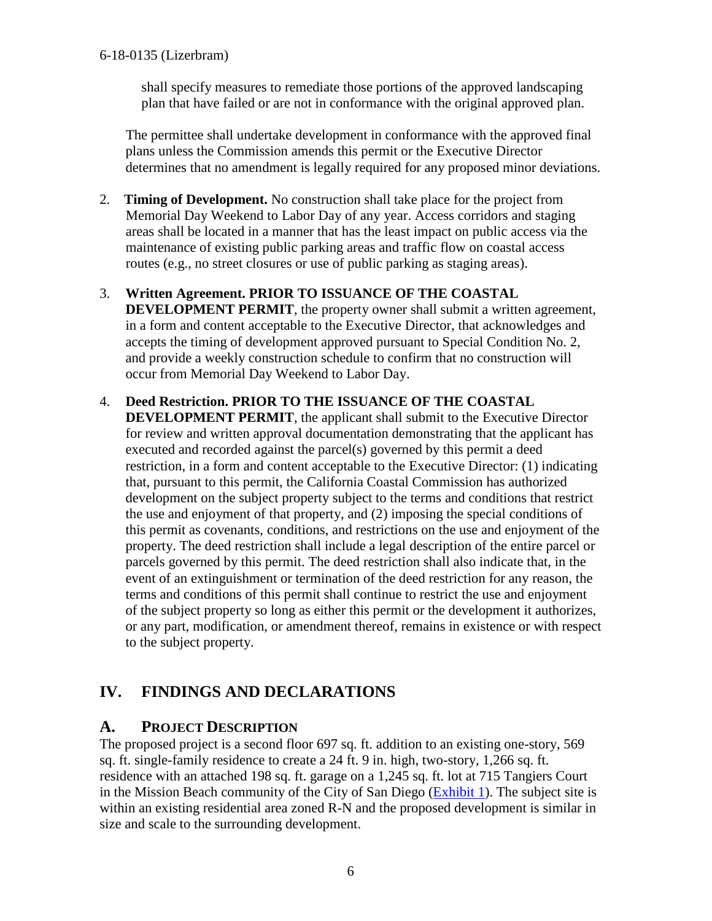shall specify measures to remediate those portions of the approved landscaping plan that have failed or are not in conformance with the original approved plan.

The permittee shall undertake development in conformance with the approved final plans unless the Commission amends this permit or the Executive Director determines that no amendment is legally required for any proposed minor deviations.

2. **Timing of Development.** No construction shall take place for the project from Memorial Day Weekend to Labor Day of any year. Access corridors and staging areas shall be located in a manner that has the least impact on public access via the maintenance of existing public parking areas and traffic flow on coastal access routes (e.g., no street closures or use of public parking as staging areas).

3. **Written Agreement. PRIOR TO ISSUANCE OF THE COASTAL DEVELOPMENT PERMIT**, the property owner shall submit a written agreement, in a form and content acceptable to the Executive Director, that acknowledges and accepts the timing of development approved pursuant to Special Condition No. 2, and provide a weekly construction schedule to confirm that no construction will occur from Memorial Day Weekend to Labor Day.

4. **Deed Restriction. PRIOR TO THE ISSUANCE OF THE COASTAL DEVELOPMENT PERMIT**, the applicant shall submit to the Executive Director for review and written approval documentation demonstrating that the applicant has executed and recorded against the parcel(s) governed by this permit a deed restriction, in a form and content acceptable to the Executive Director: (1) indicating that, pursuant to this permit, the California Coastal Commission has authorized development on the subject property subject to the terms and conditions that restrict the use and enjoyment of that property, and (2) imposing the special conditions of this permit as covenants, conditions, and restrictions on the use and enjoyment of the property. The deed restriction shall include a legal description of the entire parcel or parcels governed by this permit. The deed restriction shall also indicate that, in the event of an extinguishment or termination of the deed restriction for any reason, the terms and conditions of this permit shall continue to restrict the use and enjoyment of the subject property so long as either this permit or the development it authorizes, or any part, modification, or amendment thereof, remains in existence or with respect to the subject property.

## IV. FINDINGS AND DECLARATIONS

### A. PROJECT DESCRIPTION

The proposed project is a second floor 697 sq. ft. addition to an existing one-story, 569 sq. ft. single-family residence to create a 24 ft. 9 in. high, two-story, 1,266 sq. ft. residence with an attached 198 sq. ft. garage on a 1,245 sq. ft. lot at 715 Tangiers Court in the Mission Beach community of the City of San Diego (Exhibit 1). The subject site is within an existing residential area zoned R-N and the proposed development is similar in size and scale to the surrounding development.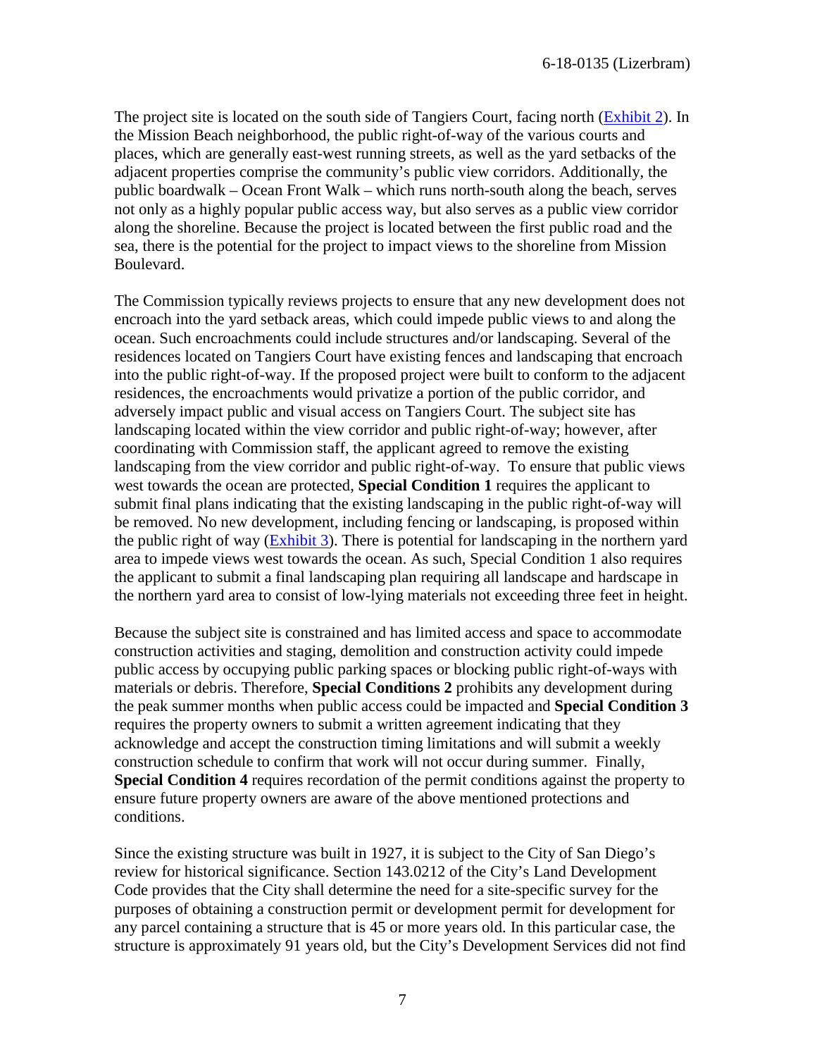The project site is located on the south side of Tangiers Court, facing north (Exhibit 2). In the Mission Beach neighborhood, the public right-of-way of the various courts and places, which are generally east-west running streets, as well as the yard setbacks of the adjacent properties comprise the community's public view corridors. Additionally, the public boardwalk – Ocean Front Walk – which runs north-south along the beach, serves not only as a highly popular public access way, but also serves as a public view corridor along the shoreline. Because the project is located between the first public road and the sea, there is the potential for the project to impact views to the shoreline from Mission Boulevard.

The Commission typically reviews projects to ensure that any new development does not encroach into the yard setback areas, which could impede public views to and along the ocean. Such encroachments could include structures and/or landscaping. Several of the residences located on Tangiers Court have existing fences and landscaping that encroach into the public right-of-way. If the proposed project were built to conform to the adjacent residences, the encroachments would privatize a portion of the public corridor, and adversely impact public and visual access on Tangiers Court. The subject site has landscaping located within the view corridor and public right-of-way; however, after coordinating with Commission staff, the applicant agreed to remove the existing landscaping from the view corridor and public right-of-way. To ensure that public views west towards the ocean are protected, **Special Condition 1** requires the applicant to submit final plans indicating that the existing landscaping in the public right-of-way will be removed. No new development, including fencing or landscaping, is proposed within the public right of way (Exhibit 3). There is potential for landscaping in the northern yard area to impede views west towards the ocean. As such, Special Condition 1 also requires the applicant to submit a final landscaping plan requiring all landscape and hardscape in the northern yard area to consist of low-lying materials not exceeding three feet in height.

Because the subject site is constrained and has limited access and space to accommodate construction activities and staging, demolition and construction activity could impede public access by occupying public parking spaces or blocking public right-of-ways with materials or debris. Therefore, **Special Conditions 2** prohibits any development during the peak summer months when public access could be impacted and **Special Condition 3** requires the property owners to submit a written agreement indicating that they acknowledge and accept the construction timing limitations and will submit a weekly construction schedule to confirm that work will not occur during summer. Finally, **Special Condition 4** requires recordation of the permit conditions against the property to ensure future property owners are aware of the above mentioned protections and conditions.

Since the existing structure was built in 1927, it is subject to the City of San Diego's review for historical significance. Section 143.0212 of the City's Land Development Code provides that the City shall determine the need for a site-specific survey for the purposes of obtaining a construction permit or development permit for development for any parcel containing a structure that is 45 or more years old. In this particular case, the structure is approximately 91 years old, but the City's Development Services did not find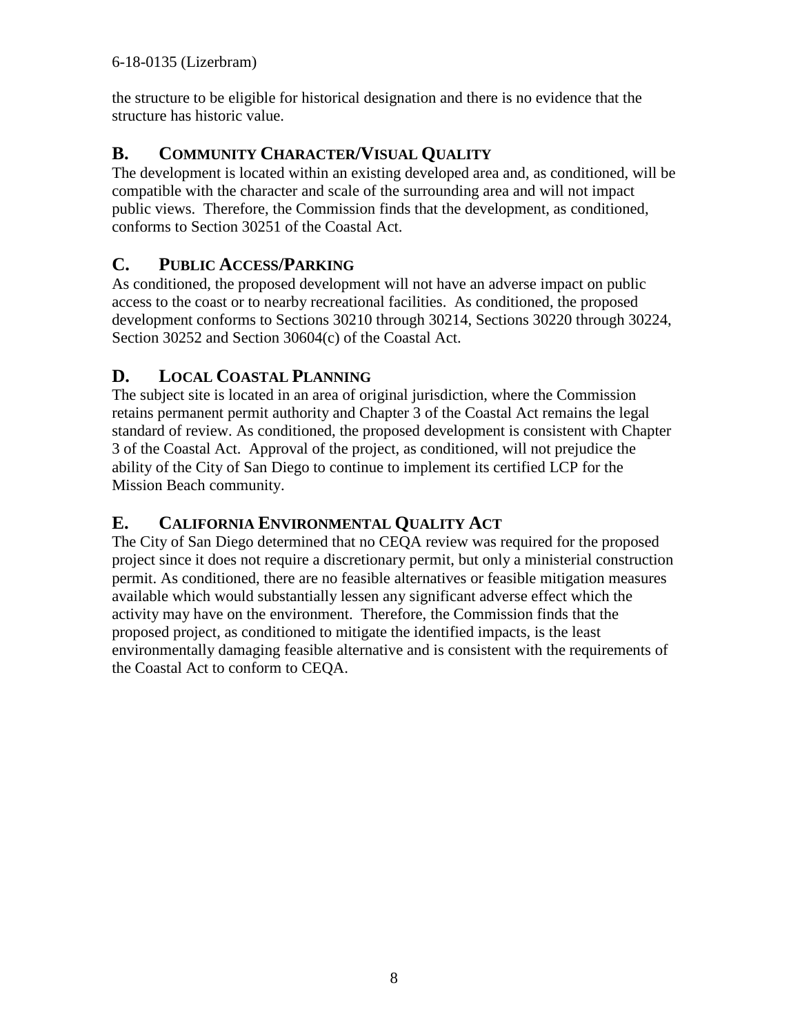the structure to be eligible for historical designation and there is no evidence that the structure has historic value.

## B. Community Character/Visual Quality

The development is located within an existing developed area and, as conditioned, will be compatible with the character and scale of the surrounding area and will not impact public views. Therefore, the Commission finds that the development, as conditioned, conforms to Section 30251 of the Coastal Act.

## C. Public Access/Parking

As conditioned, the proposed development will not have an adverse impact on public access to the coast or to nearby recreational facilities. As conditioned, the proposed development conforms to Sections 30210 through 30214, Sections 30220 through 30224, Section 30252 and Section 30604(c) of the Coastal Act.

## D. Local Coastal Planning

The subject site is located in an area of original jurisdiction, where the Commission retains permanent permit authority and Chapter 3 of the Coastal Act remains the legal standard of review. As conditioned, the proposed development is consistent with Chapter 3 of the Coastal Act. Approval of the project, as conditioned, will not prejudice the ability of the City of San Diego to continue to implement its certified LCP for the Mission Beach community.

## E. California Environmental Quality Act

The City of San Diego determined that no CEQA review was required for the proposed project since it does not require a discretionary permit, but only a ministerial construction permit. As conditioned, there are no feasible alternatives or feasible mitigation measures available which would substantially lessen any significant adverse effect which the activity may have on the environment. Therefore, the Commission finds that the proposed project, as conditioned to mitigate the identified impacts, is the least environmentally damaging feasible alternative and is consistent with the requirements of the Coastal Act to conform to CEQA.